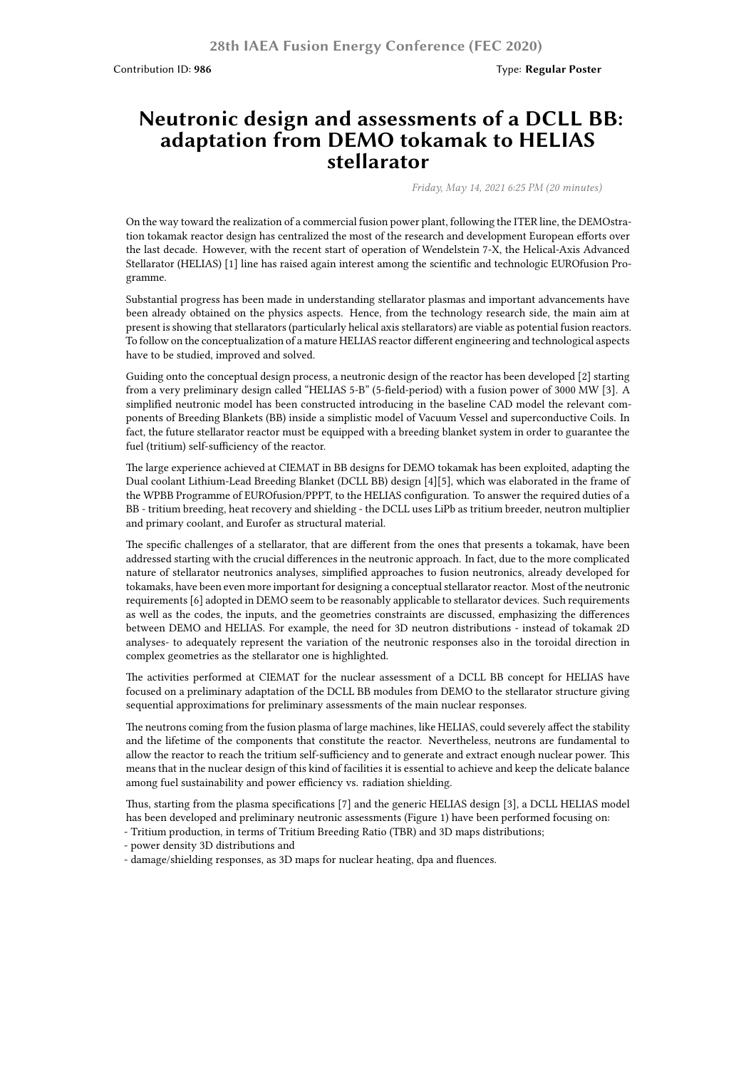28th IAEA Fusion Energy Conference (FEC 2020)

Contribution ID: **986**

Type: **Regular Poster**

# Neutronic design and assessments of a DCLL BB: adaptation from DEMO tokamak to HELIAS stellarator

*Friday, May 14, 2021 6:25 PM (20 minutes)*

On the way toward the realization of a commercial fusion power plant, following the ITER line, the DEMOstration tokamak reactor design has centralized the most of the research and development European efforts over the last decade. However, with the recent start of operation of Wendelstein 7-X, the Helical-Axis Advanced Stellarator (HELIAS) [1] line has raised again interest among the scientific and technologic EUROfusion Programme.

Substantial progress has been made in understanding stellarator plasmas and important advancements have been already obtained on the physics aspects. Hence, from the technology research side, the main aim at present is showing that stellarators (particularly helical axis stellarators) are viable as potential fusion reactors. To follow on the conceptualization of a mature HELIAS reactor different engineering and technological aspects have to be studied, improved and solved.

Guiding onto the conceptual design process, a neutronic design of the reactor has been developed [2] starting from a very preliminary design called "HELIAS 5-B" (5-field-period) with a fusion power of 3000 MW [3]. A simplified neutronic model has been constructed introducing in the baseline CAD model the relevant components of Breeding Blankets (BB) inside a simplistic model of Vacuum Vessel and superconductive Coils. In fact, the future stellarator reactor must be equipped with a breeding blanket system in order to guarantee the fuel (tritium) self-sufficiency of the reactor.

The large experience achieved at CIEMAT in BB designs for DEMO tokamak has been exploited, adapting the Dual coolant Lithium-Lead Breeding Blanket (DCLL BB) design [4][5], which was elaborated in the frame of the WPBB Programme of EUROfusion/PPPT, to the HELIAS configuration. To answer the required duties of a BB - tritium breeding, heat recovery and shielding - the DCLL uses LiPb as tritium breeder, neutron multiplier and primary coolant, and Eurofer as structural material.

The specific challenges of a stellarator, that are different from the ones that presents a tokamak, have been addressed starting with the crucial differences in the neutronic approach. In fact, due to the more complicated nature of stellarator neutronics analyses, simplified approaches to fusion neutronics, already developed for tokamaks, have been even more important for designing a conceptual stellarator reactor. Most of the neutronic requirements [6] adopted in DEMO seem to be reasonably applicable to stellarator devices. Such requirements as well as the codes, the inputs, and the geometries constraints are discussed, emphasizing the differences between DEMO and HELIAS. For example, the need for 3D neutron distributions - instead of tokamak 2D analyses- to adequately represent the variation of the neutronic responses also in the toroidal direction in complex geometries as the stellarator one is highlighted.

The activities performed at CIEMAT for the nuclear assessment of a DCLL BB concept for HELIAS have focused on a preliminary adaptation of the DCLL BB modules from DEMO to the stellarator structure giving sequential approximations for preliminary assessments of the main nuclear responses.

The neutrons coming from the fusion plasma of large machines, like HELIAS, could severely affect the stability and the lifetime of the components that constitute the reactor. Nevertheless, neutrons are fundamental to allow the reactor to reach the tritium self-sufficiency and to generate and extract enough nuclear power. This means that in the nuclear design of this kind of facilities it is essential to achieve and keep the delicate balance among fuel sustainability and power efficiency vs. radiation shielding.

Thus, starting from the plasma specifications [7] and the generic HELIAS design [3], a DCLL HELIAS model has been developed and preliminary neutronic assessments (Figure 1) have been performed focusing on:
- Tritium production, in terms of Tritium Breeding Ratio (TBR) and 3D maps distributions;
- power density 3D distributions and
- damage/shielding responses, as 3D maps for nuclear heating, dpa and fluences.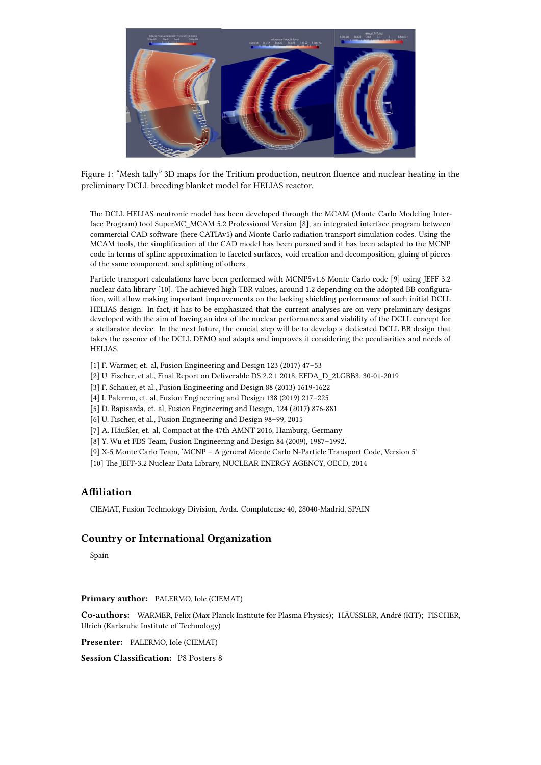Figure 1: "Mesh tally" 3D maps for the Tritium production, neutron fluence and nuclear heating in the preliminary DCLL breeding blanket model for HELIAS reactor.

The DCLL HELIAS neutronic model has been developed through the MCAM (Monte Carlo Modeling Interface Program) tool SuperMC_MCAM 5.2 Professional Version [8], an integrated interface program between commercial CAD software (here CATIAv5) and Monte Carlo radiation transport simulation codes. Using the MCAM tools, the simplification of the CAD model has been pursued and it has been adapted to the MCNP code in terms of spline approximation to faceted surfaces, void creation and decomposition, gluing of pieces of the same component, and splitting of others.

Particle transport calculations have been performed with MCNP5v1.6 Monte Carlo code [9] using JEFF 3.2 nuclear data library [10]. The achieved high TBR values, around 1.2 depending on the adopted BB configuration, will allow making important improvements on the lacking shielding performance of such initial DCLL HELIAS design. In fact, it has to be emphasized that the current analyses are on very preliminary designs developed with the aim of having an idea of the nuclear performances and viability of the DCLL concept for a stellarator device. In the next future, the crucial step will be to develop a dedicated DCLL BB design that takes the essence of the DCLL DEMO and adapts and improves it considering the peculiarities and needs of HELIAS.

[1] F. Warmer, et. al, Fusion Engineering and Design 123 (2017) 47–53
[2] U. Fischer, et al., Final Report on Deliverable DS 2.2.1 2018, EFDA_D_2LGBB3, 30-01-2019
[3] F. Schauer, et al., Fusion Engineering and Design 88 (2013) 1619-1622
[4] I. Palermo, et. al, Fusion Engineering and Design 138 (2019) 217–225
[5] D. Rapisarda, et. al, Fusion Engineering and Design, 124 (2017) 876-881
[6] U. Fischer, et al., Fusion Engineering and Design 98–99, 2015
[7] A. Häußler, et. al, Compact at the 47th AMNT 2016, Hamburg, Germany
[8] Y. Wu et FDS Team, Fusion Engineering and Design 84 (2009), 1987–1992.
[9] X-5 Monte Carlo Team, 'MCNP – A general Monte Carlo N-Particle Transport Code, Version 5'
[10] The JEFF-3.2 Nuclear Data Library, NUCLEAR ENERGY AGENCY, OECD, 2014

## Affiliation

CIEMAT, Fusion Technology Division, Avda. Complutense 40, 28040-Madrid, SPAIN

## Country or International Organization

Spain

**Primary author:** PALERMO, Iole (CIEMAT)

**Co-authors:** WARMER, Felix (Max Planck Institute for Plasma Physics); HÄUSSLER, André (KIT); FISCHER, Ulrich (Karlsruhe Institute of Technology)

**Presenter:** PALERMO, Iole (CIEMAT)

**Session Classification:** P8 Posters 8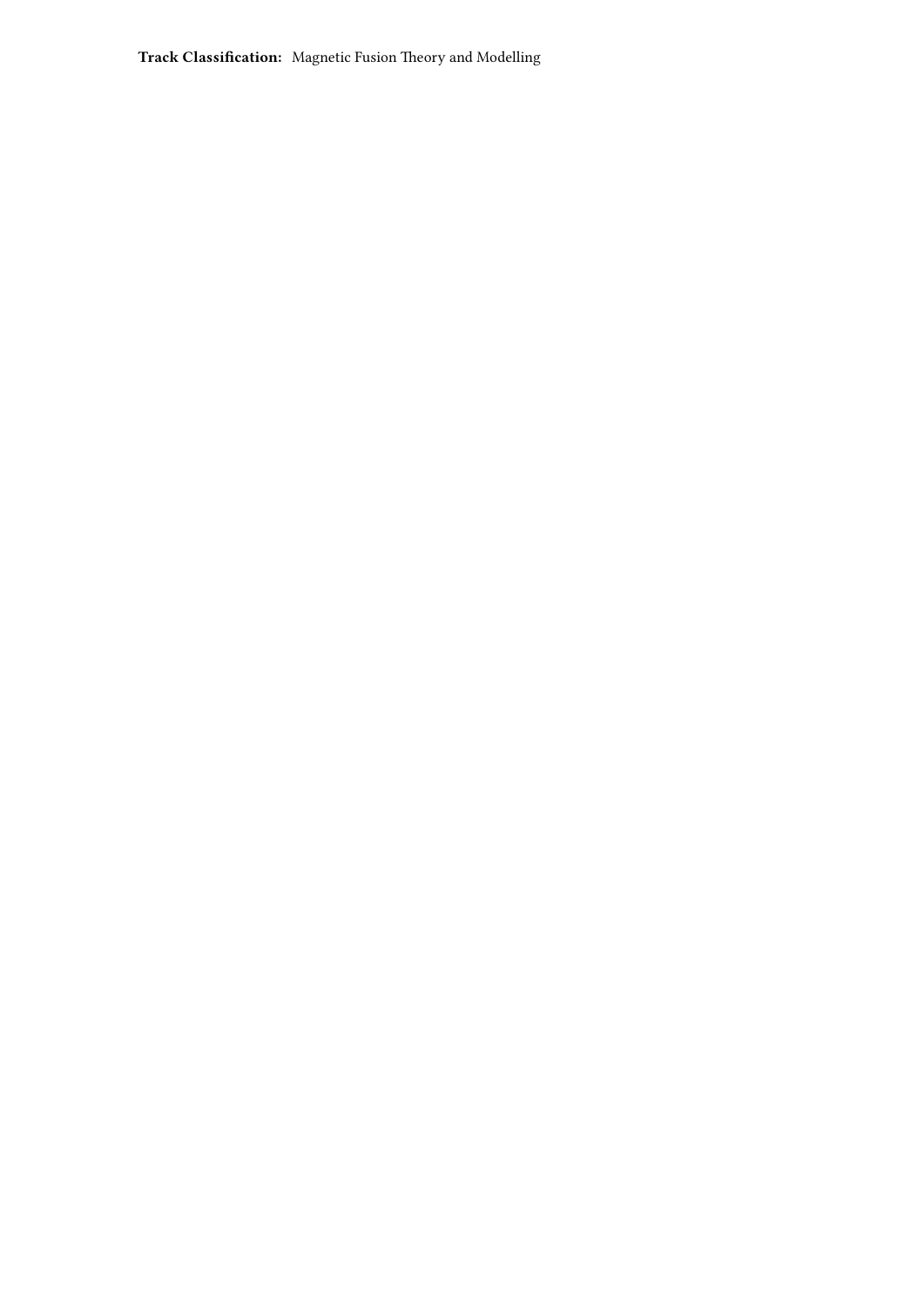**Track Classification:** Magnetic Fusion Theory and Modelling